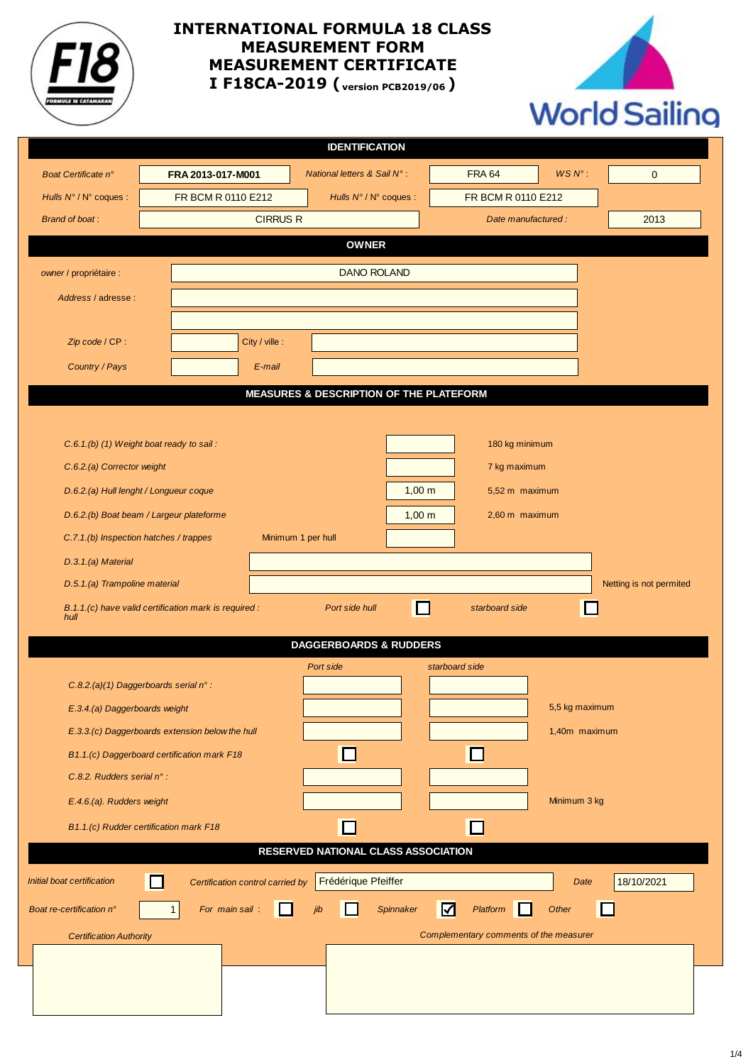# INTERNATIONAL FORMULA 18 CLASS
# MEASUREMENT FORM
# MEASUREMENT CERTIFICATE
# I F18CA-2019 (version PCB2019/06)

## IDENTIFICATION

| | | | | | |
|---|---|---|---|---|---|
| *Boat Certificate n°* | **FRA 2013-017-M001** | *National letters & Sail N° :* | FRA 64 | *WS N° :* | 0 |
| *Hulls N° / N° coques :* | FR BCM R 0110 E212 | *Hulls N° / N° coques :* | FR BCM R 0110 E212 | | |
| *Brand of boat :* | CIRRUS R | *Date manufactured :* | 2013 | | |

## OWNER

| | | | |
|---|---|---|---|
| *owner / propriétaire :* | DANO ROLAND | | |
| *Address / adresse :* | | | |
| | | | |
| *Zip code / CP :* | | City / ville : | |
| *Country / Pays* | | *E-mail* | |

## MEASURES & DESCRIPTION OF THE PLATEFORM

| | | | |
|---|---|---|---|
| *C.6.1.(b) (1) Weight boat ready to sail :* | | | 180 kg minimum |
| *C.6.2.(a) Corrector weight* | | | 7 kg maximum |
| *D.6.2.(a) Hull lenght / Longueur coque* | | 1,00 m | 5,52 m maximum |
| *D.6.2.(b) Boat beam / Largeur plateforme* | | 1,00 m | 2,60 m maximum |
| *C.7.1.(b) Inspection hatches / trappes* | Minimum 1 per hull | | |
| *D.3.1.(a) Material* | | | |
| *D.5.1.(a) Trampoline material* | | | Netting is not permited |
| *B.1.1.(c) have valid certification mark is required : hull* | *Port side hull* ☐ | | *starboard side* ☐ |

## DAGGERBOARDS & RUDDERS

| | *Port side* | *starboard side* | |
|---|---|---|---|
| *C.8.2.(a)(1) Daggerboards serial n° :* | | | |
| *E.3.4.(a) Daggerboards weight* | | | 5,5 kg maximum |
| *E.3.3.(c) Daggerboards extension below the hull* | | | 1,40m maximum |
| *B1.1.(c) Daggerboard certification mark F18* | ☐ | ☐ | |
| *C.8.2. Rudders serial n° :* | | | |
| *E.4.6.(a). Rudders weight* | | | Minimum 3 kg |
| *B1.1.(c) Rudder certification mark F18* | ☐ | ☐ | |

## RESERVED NATIONAL CLASS ASSOCIATION

*Initial boat certification* ☐ *Certification control carried by* Frédérique Pfeiffer *Date* 18/10/2021

*Boat re-certification n°* 1 *For main sail :* ☐ *jib* ☐ *Spinnaker* ☑ *Platform* ☐ *Other* ☐

*Certification Authority*

*Complementary comments of the measurer*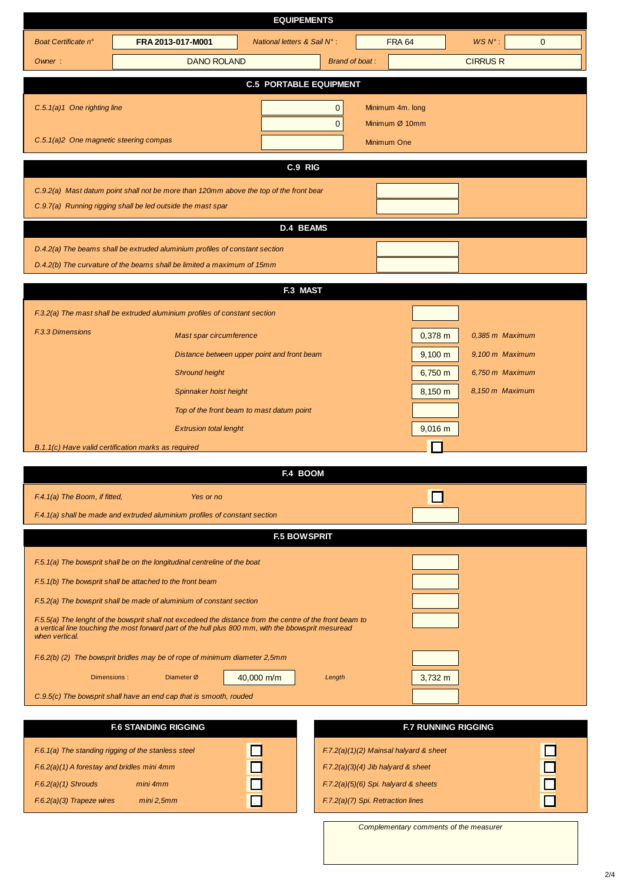# EQUIPEMENTS

| Boat Certificate n° | FRA 2013-017-M001 | National letters & Sail N° : | FRA 64 | WS N° : | 0 |
|---|---|---|---|---|---|
| Owner : | DANO ROLAND | Brand of boat : | CIRRUS R | | |

## C.5 PORTABLE EQUIPMENT

| | | |
|---|---|---|
| C.5.1(a)1 One righting line | 0 | Minimum 4m. long |
| | 0 | Minimum Ø 10mm |
| C.5.1(a)2 One magnetic steering compas | | Minimum One |

## C.9 RIG

| | |
|---|---|
| C.9.2(a) Mast datum point shall not be more than 120mm above the top of the front bear | |
| C.9.7(a) Running rigging shall be led outside the mast spar | |

## D.4 BEAMS

| | |
|---|---|
| D.4.2(a) The beams shall be extruded aluminium profiles of constant section | |
| D.4.2(b) The curvature of the beams shall be limited a maximum of 15mm | |

## F.3 MAST

| | | | |
|---|---|---|---|
| F.3.2(a) The mast shall be extruded aluminium profiles of constant section | | | |
| F.3.3 Dimensions | Mast spar circumference | 0,378 m | 0,385 m Maximum |
| | Distance between upper point and front beam | 9,100 m | 9,100 m Maximum |
| | Shround height | 6,750 m | 6,750 m Maximum |
| | Spinnaker hoist height | 8,150 m | 8,150 m Maximum |
| | Top of the front beam to mast datum point | | |
| | Extrusion total lenght | 9,016 m | |
| B.1.1(c) Have valid certification marks as required | | ☐ | |

## F.4 BOOM

| | | |
|---|---|---|
| F.4.1(a) The Boom, if fitted, | Yes or no | ☐ |
| F.4.1(a) shall be made and extruded aluminium profiles of constant section | | |

## F.5 BOWSPRIT

| | |
|---|---|
| F.5.1(a) The bowsprit shall be on the longitudinal centreline of the boat | |
| F.5.1(b) The bowsprit shall be attached to the front beam | |
| F.5.2(a) The bowsprit shall be made of aluminium of constant section | |
| F.5.5(a) The lenght of the bowsprit shall not excedeed the distance from the centre of the front beam to a vertical line touching the most forward part of the hull plus 800 mm, with the bbowsprit mesuread when vertical. | |
| F.6.2(b) (2) The bowsprit bridles may be of rope of minimum diameter 2,5mm | |
| Dimensions : Diameter Ø 40,000 m/m — Length | 3,732 m |
| C.9.5(c) The bowsprit shall have an end cap that is smooth, rouded | |

## F.6 STANDING RIGGING

| | | |
|---|---|---|
| F.6.1(a) The standing rigging of the stanless steel | | ☐ |
| F.6.2(a)(1) A forestay and bridles mini 4mm | | ☐ |
| F.6.2(a)(1) Shrouds | mini 4mm | ☐ |
| F.6.2(a)(3) Trapeze wires | mini 2,5mm | ☐ |

## F.7 RUNNING RIGGING

| | |
|---|---|
| F.7.2(a)(1)(2) Mainsal halyard & sheet | ☐ |
| F.7.2(a)(3)(4) Jib halyard & sheet | ☐ |
| F.7.2(a)(5)(6) Spi. halyard & sheets | ☐ |
| F.7.2(a)(7) Spi. Retraction lines | ☐ |

Complementary comments of the measurer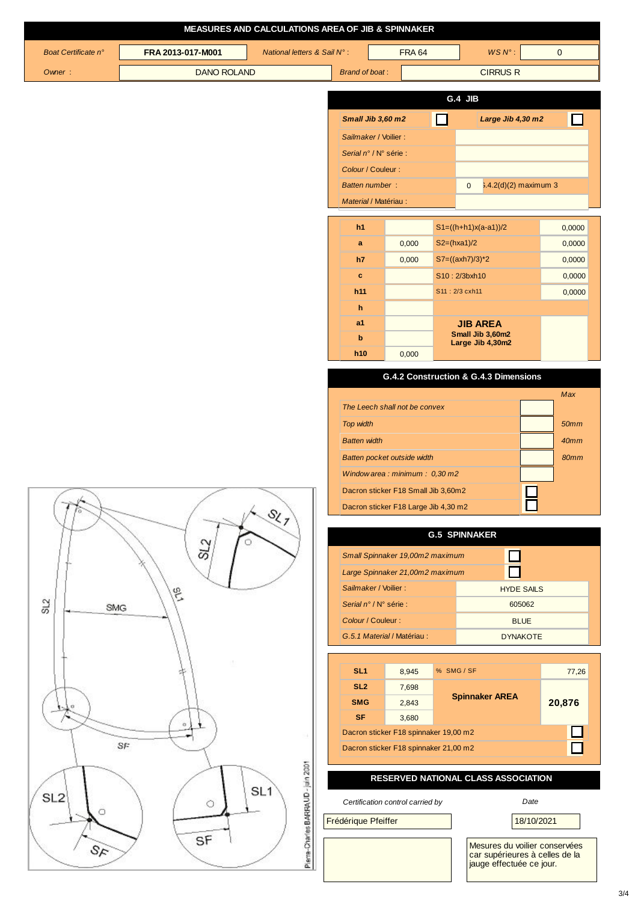# MEASURES AND CALCULATIONS AREA OF JIB & SPINNAKER

| *Boat Certificate n°* | **FRA 2013-017-M001** | *National letters & Sail N° :* | FRA 64 | *WS N° :* | 0 |
|---|---|---|---|---|---|
| *Owner :* | DANO ROLAND | *Brand of boat :* | CIRRUS R | | |

## G.4 JIB

| ***Small Jib 3,60 m2*** | ☐ | ***Large Jib 4,30 m2*** | ☐ |
|---|---|---|---|
| *Sailmaker / Voilier :* | | | |
| *Serial n° / N° série :* | | | |
| *Colour / Couleur :* | | | |
| *Batten number :* | 0 | .4.2(d)(2) maximum 3 | |
| *Material / Matériau :* | | | |

| | | | |
|---|---|---|---|
| **h1** | | S1=((h+h1)x(a-a1))/2 | 0,0000 |
| **a** | 0,000 | S2=(hxa1)/2 | 0,0000 |
| **h7** | 0,000 | S7=((axh7)/3)*2 | 0,0000 |
| **c** | | S10 : 2/3bxh10 | 0,0000 |
| **h11** | | S11 : 2/3 cxh11 | 0,0000 |
| **h** | | | |
| **a1** | | **JIB AREA** **Small Jib 3,60m2** **Large Jib 4,30m2** | |
| **b** | | | |
| **h10** | 0,000 | | |

## G.4.2 Construction & G.4.3 Dimensions

| | | *Max* |
|---|---|---|
| *The Leech shall not be convex* | | |
| *Top width* | | *50mm* |
| *Batten width* | | *40mm* |
| *Batten pocket outside width* | | *80mm* |
| *Window area : minimum : 0,30 m2* | | |
| Dacron sticker F18 Small Jib 3,60m2 | ☐ | |
| Dacron sticker F18 Large Jib 4,30 m2 | ☐ | |

## G.5 SPINNAKER

| | |
|---|---|
| *Small Spinnaker 19,00m2 maximum* | ☐ |
| *Large Spinnaker 21,00m2 maximum* | ☐ |
| *Sailmaker / Voilier :* | HYDE SAILS |
| *Serial n° / N° série :* | 605062 |
| *Colour / Couleur :* | BLUE |
| *G.5.1 Material / Matériau :* | DYNAKOTE |

| | | | |
|---|---|---|---|
| **SL1** | 8,945 | % SMG / SF | 77,26 |
| **SL2** | 7,698 | **Spinnaker AREA** | **20,876** |
| **SMG** | 2,843 | | |
| **SF** | 3,680 | | |
| Dacron sticker F18 spinnaker 19,00 m2 | | | ☐ |
| Dacron sticker F18 spinnaker 21,00 m2 | | | ☐ |

SL1 SL2 SMG SF SL2 SL1 SF SF SL2 SL1

Pierre-Charles BARRAUD - juin 2001

## RESERVED NATIONAL CLASS ASSOCIATION

| *Certification control carried by* | *Date* |
|---|---|
| Frédérique Pfeiffer | 18/10/2021 |
| | Mesures du voilier conservées car supérieures à celles de la jauge effectuée ce jour. |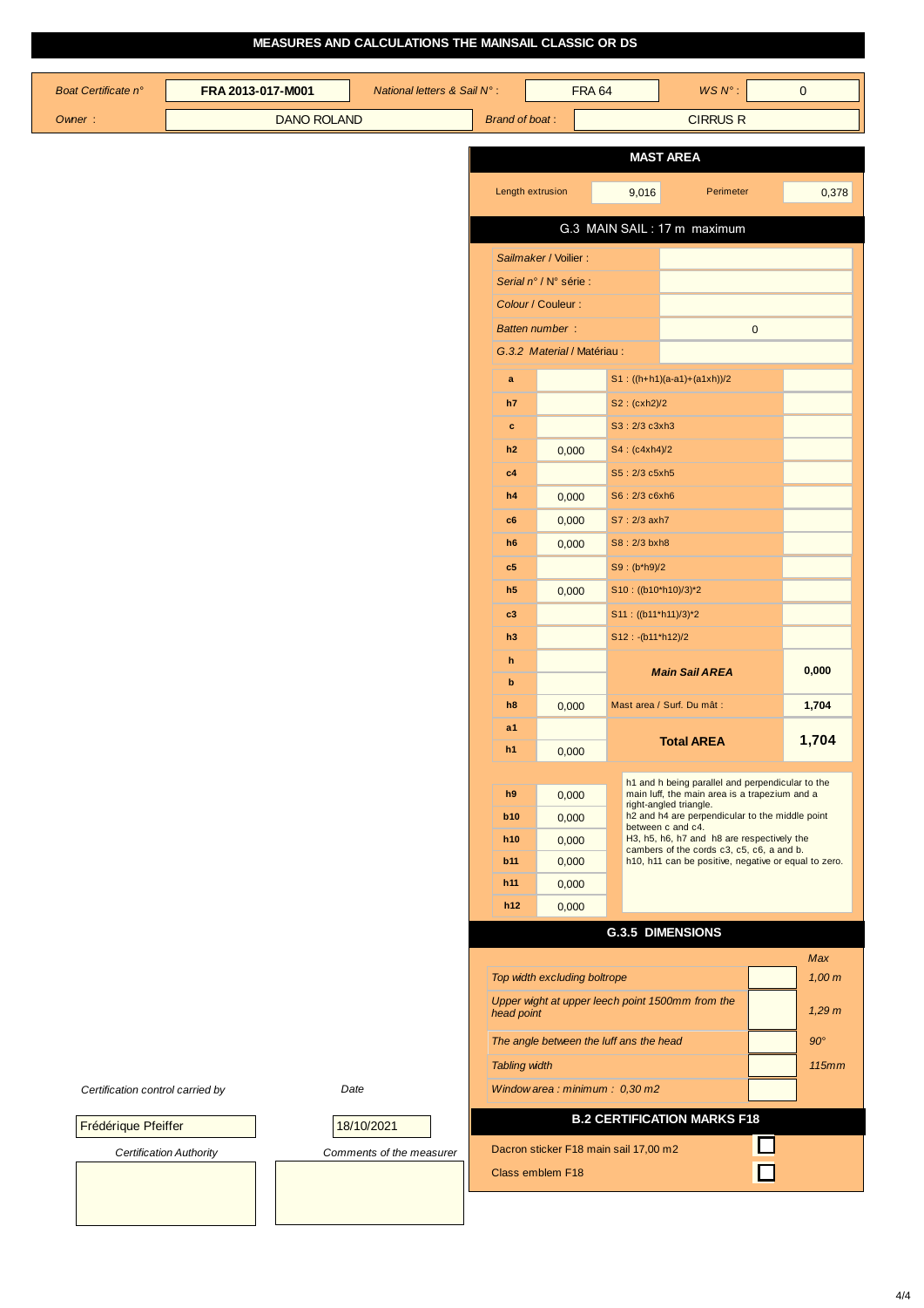# MEASURES AND CALCULATIONS THE MAINSAIL CLASSIC OR DS

| | | | | | |
|---|---|---|---|---|---|
| *Boat Certificate n°* | **FRA 2013-017-M001** | *National letters & Sail N° :* | FRA 64 | *WS N° :* | 0 |
| *Owner :* | DANO ROLAND | *Brand of boat :* | CIRRUS R | | |

## MAST AREA

| | | | |
|---|---|---|---|
| Length extrusion | 9,016 | Perimeter | 0,378 |

## G.3 MAIN SAIL : 17 m maximum

| | |
|---|---|
| *Sailmaker / Voilier :* | |
| *Serial n° / N° série :* | |
| *Colour / Couleur :* | |
| *Batten number :* | 0 |
| *G.3.2 Material / Matériau :* | |

| | | | |
|---|---|---|---|
| **a** | | S1 : ((h+h1)(a-a1)+(a1xh))/2 | |
| **h7** | | S2 : (cxh2)/2 | |
| **c** | | S3 : 2/3 c3xh3 | |
| **h2** | 0,000 | S4 : (c4xh4)/2 | |
| **c4** | | S5 : 2/3 c5xh5 | |
| **h4** | 0,000 | S6 : 2/3 c6xh6 | |
| **c6** | 0,000 | S7 : 2/3 axh7 | |
| **h6** | 0,000 | S8 : 2/3 bxh8 | |
| **c5** | | S9 : (b*h9)/2 | |
| **h5** | 0,000 | S10 : ((b10*h10)/3)*2 | |
| **c3** | | S11 : ((b11*h11)/3)*2 | |
| **h3** | | S12 : -(b11*h12)/2 | |
| **h** | | ***Main Sail AREA*** | **0,000** |
| **b** | | | |
| **h8** | 0,000 | Mast area / Surf. Du mât : | **1,704** |
| **a1** | | **Total AREA** | **1,704** |
| **h1** | 0,000 | | |

| | |
|---|---|
| **h9** | 0,000 |
| **b10** | 0,000 |
| **h10** | 0,000 |
| **b11** | 0,000 |
| **h11** | 0,000 |
| **h12** | 0,000 |

h1 and h being parallel and perpendicular to the main luff, the main area is a trapezium and a right-angled triangle.
h2 and h4 are perpendicular to the middle point between c and c4.
H3, h5, h6, h7 and h8 are respectively the cambers of the cords c3, c5, c6, a and b.
h10, h11 can be positive, negative or equal to zero.

## G.3.5 DIMENSIONS

| | | *Max* |
|---|---|---|
| *Top width excluding boltrope* | | *1,00 m* |
| *Upper wight at upper leech point 1500mm from the head point* | | *1,29 m* |
| *The angle between the luff ans the head* | | *90°* |
| *Tabling width* | | *115mm* |
| *Window area : minimum : 0,30 m2* | | |

## B.2 CERTIFICATION MARKS F18

| | |
|---|---|
| Dacron sticker F18 main sail 17,00 m2 | ☐ |
| Class emblem F18 | ☐ |

| | |
|---|---|
| *Certification control carried by* | *Date* |
| Frédérique Pfeiffer | 18/10/2021 |
| *Certification Authority* | *Comments of the measurer* |
| | |